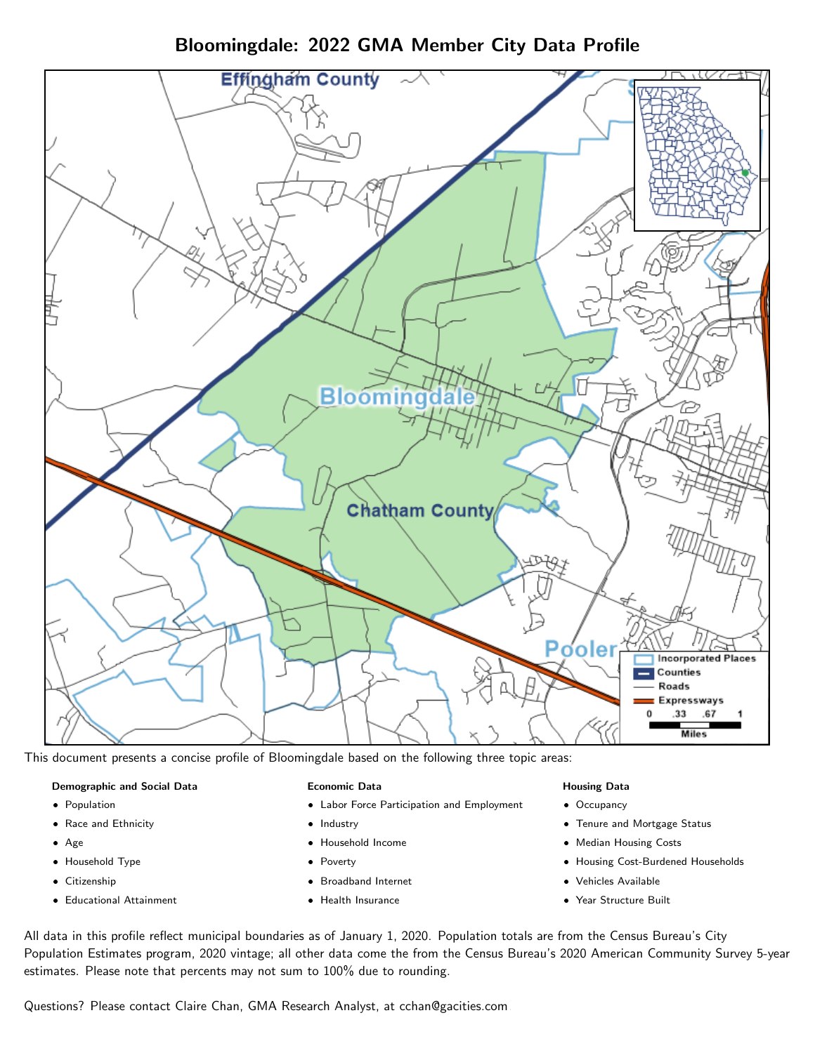# Bloomingdale: 2022 GMA Member City Data Profile

This document presents a concise profile of Bloomingdale based on the following three topic areas:

**Demographic and Social Data**

- Population
- Race and Ethnicity
- Age
- Household Type
- Citizenship
- Educational Attainment

**Economic Data**

- Labor Force Participation and Employment
- Industry
- Household Income
- Poverty
- Broadband Internet
- Health Insurance

**Housing Data**

- Occupancy
- Tenure and Mortgage Status
- Median Housing Costs
- Housing Cost-Burdened Households
- Vehicles Available
- Year Structure Built

All data in this profile reflect municipal boundaries as of January 1, 2020. Population totals are from the Census Bureau's City Population Estimates program, 2020 vintage; all other data come the from the Census Bureau's 2020 American Community Survey 5-year estimates. Please note that percents may not sum to 100% due to rounding.

Questions? Please contact Claire Chan, GMA Research Analyst, at cchan@gacities.com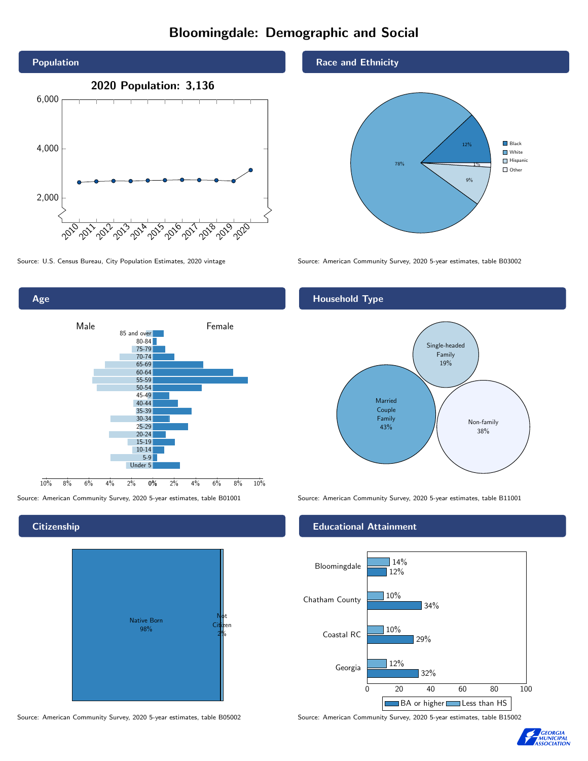# Bloomingdale: Demographic and Social

## Population

**2020 Population: 3,136**

Source: U.S. Census Bureau, City Population Estimates, 2020 vintage

## Race and Ethnicity

| Race/Ethnicity | Percent |
|---|---|
| Black | 12% |
| White | 78% |
| Hispanic | 9% |
| Other | 1% |

Source: American Community Survey, 2020 5-year estimates, table B03002

## Age

Source: American Community Survey, 2020 5-year estimates, table B01001

## Household Type

| Household Type | Percent |
|---|---|
| Married Couple Family | 43% |
| Single-headed Family | 19% |
| Non-family | 38% |

Source: American Community Survey, 2020 5-year estimates, table B11001

## Citizenship

| Citizenship | Percent |
|---|---|
| Native Born | 98% |
| Not Citizen | 2% |

Source: American Community Survey, 2020 5-year estimates, table B05002

## Educational Attainment

| Area | Less than HS | BA or higher |
|---|---|---|
| Bloomingdale | 14% | 12% |
| Chatham County | 10% | 34% |
| Coastal RC | 10% | 29% |
| Georgia | 12% | 32% |

Source: American Community Survey, 2020 5-year estimates, table B15002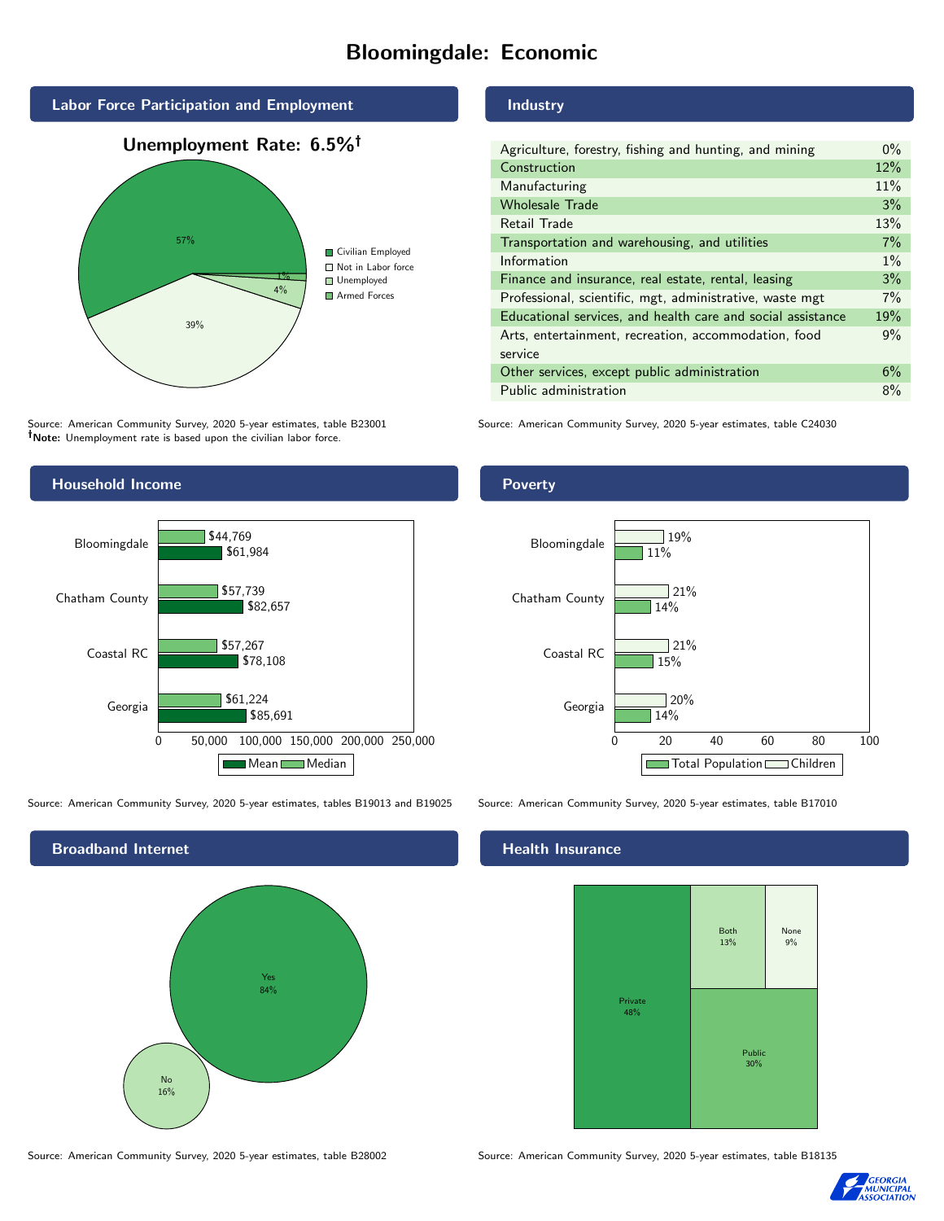# Bloomingdale: Economic

## Labor Force Participation and Employment

**Unemployment Rate: 6.5%†**

| Category | Percent |
|---|---|
| Civilian Employed | 57% |
| Not in Labor force | 39% |
| Unemployed | 4% |
| Armed Forces | 1% |

Source: American Community Survey, 2020 5-year estimates, table B23001
**†Note:** Unemployment rate is based upon the civilian labor force.

## Industry

| Industry | Percent |
|---|---|
| Agriculture, forestry, fishing and hunting, and mining | 0% |
| Construction | 12% |
| Manufacturing | 11% |
| Wholesale Trade | 3% |
| Retail Trade | 13% |
| Transportation and warehousing, and utilities | 7% |
| Information | 1% |
| Finance and insurance, real estate, rental, leasing | 3% |
| Professional, scientific, mgt, administrative, waste mgt | 7% |
| Educational services, and health care and social assistance | 19% |
| Arts, entertainment, recreation, accommodation, food service | 9% |
| Other services, except public administration | 6% |
| Public administration | 8% |

Source: American Community Survey, 2020 5-year estimates, table C24030

## Household Income

| | Median | Mean |
|---|---|---|
| Bloomingdale | $44,769 | $61,984 |
| Chatham County | $57,739 | $82,657 |
| Coastal RC | $57,267 | $78,108 |
| Georgia | $61,224 | $85,691 |

Source: American Community Survey, 2020 5-year estimates, tables B19013 and B19025

## Poverty

| | Children | Total Population |
|---|---|---|
| Bloomingdale | 19% | 11% |
| Chatham County | 21% | 14% |
| Coastal RC | 21% | 15% |
| Georgia | 20% | 14% |

Source: American Community Survey, 2020 5-year estimates, table B17010

## Broadband Internet

| | Percent |
|---|---|
| Yes | 84% |
| No | 16% |

Source: American Community Survey, 2020 5-year estimates, table B28002

## Health Insurance

| | Percent |
|---|---|
| Private | 48% |
| Public | 30% |
| Both | 13% |
| None | 9% |

Source: American Community Survey, 2020 5-year estimates, table B18135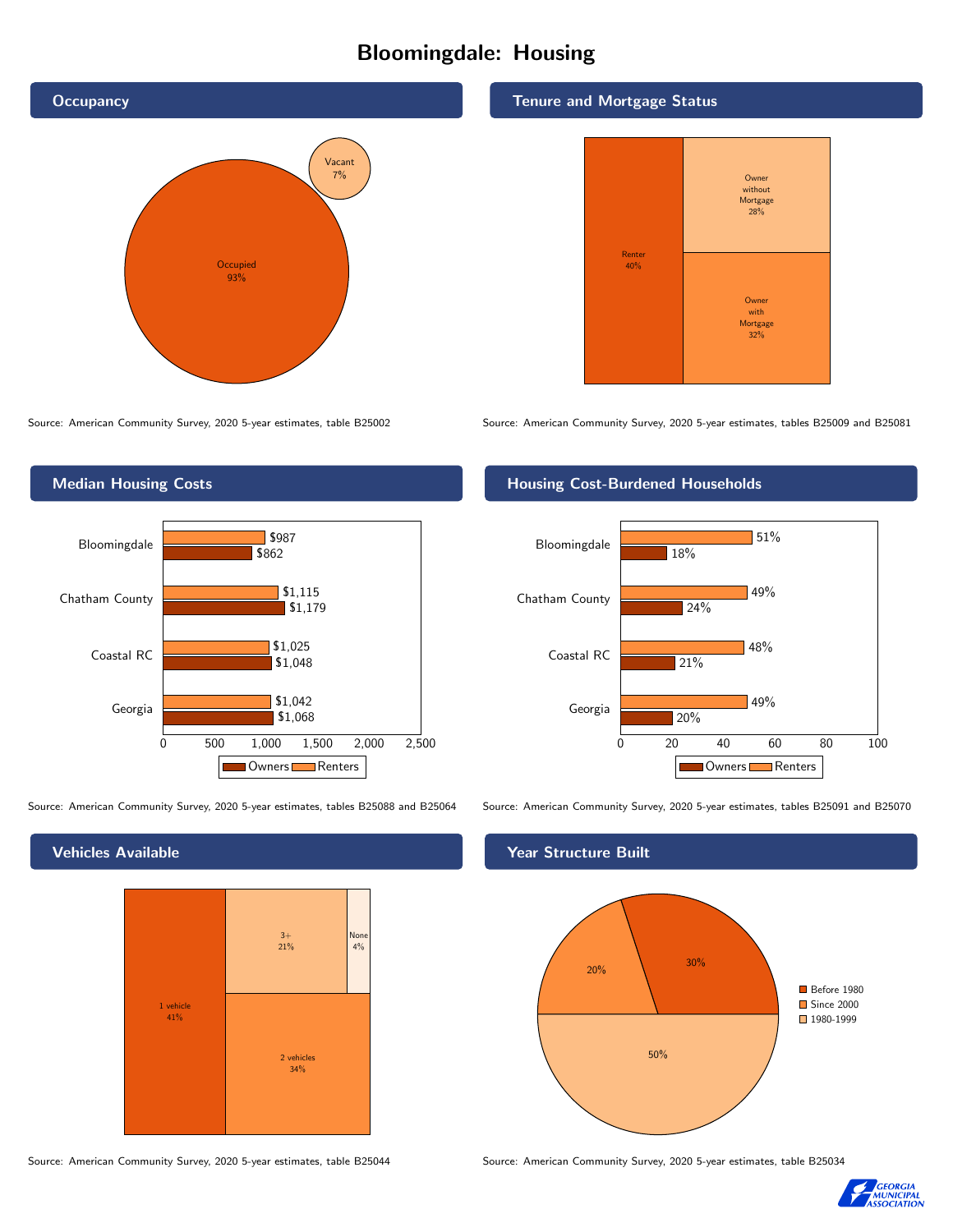# Bloomingdale: Housing

## Occupancy

Vacant
7%

Occupied
93%

Source: American Community Survey, 2020 5-year estimates, table B25002

## Tenure and Mortgage Status

Renter
40%

Owner without Mortgage
28%

Owner with Mortgage
32%

Source: American Community Survey, 2020 5-year estimates, tables B25009 and B25081

## Median Housing Costs

Bloomingdale
$987
$862

Chatham County
$1,115
$1,179

Coastal RC
$1,025
$1,048

Georgia
$1,042
$1,068

0 500 1,000 1,500 2,000 2,500

Owners Renters

Source: American Community Survey, 2020 5-year estimates, tables B25088 and B25064

## Housing Cost-Burdened Households

Bloomingdale
51%
18%

Chatham County
49%
24%

Coastal RC
48%
21%

Georgia
49%
20%

0 20 40 60 80 100

Owners Renters

Source: American Community Survey, 2020 5-year estimates, tables B25091 and B25070

## Vehicles Available

1 vehicle
41%

3+
21%

None
4%

2 vehicles
34%

Source: American Community Survey, 2020 5-year estimates, table B25044

## Year Structure Built

30%

20%

50%

Before 1980
Since 2000
1980-1999

Source: American Community Survey, 2020 5-year estimates, table B25034